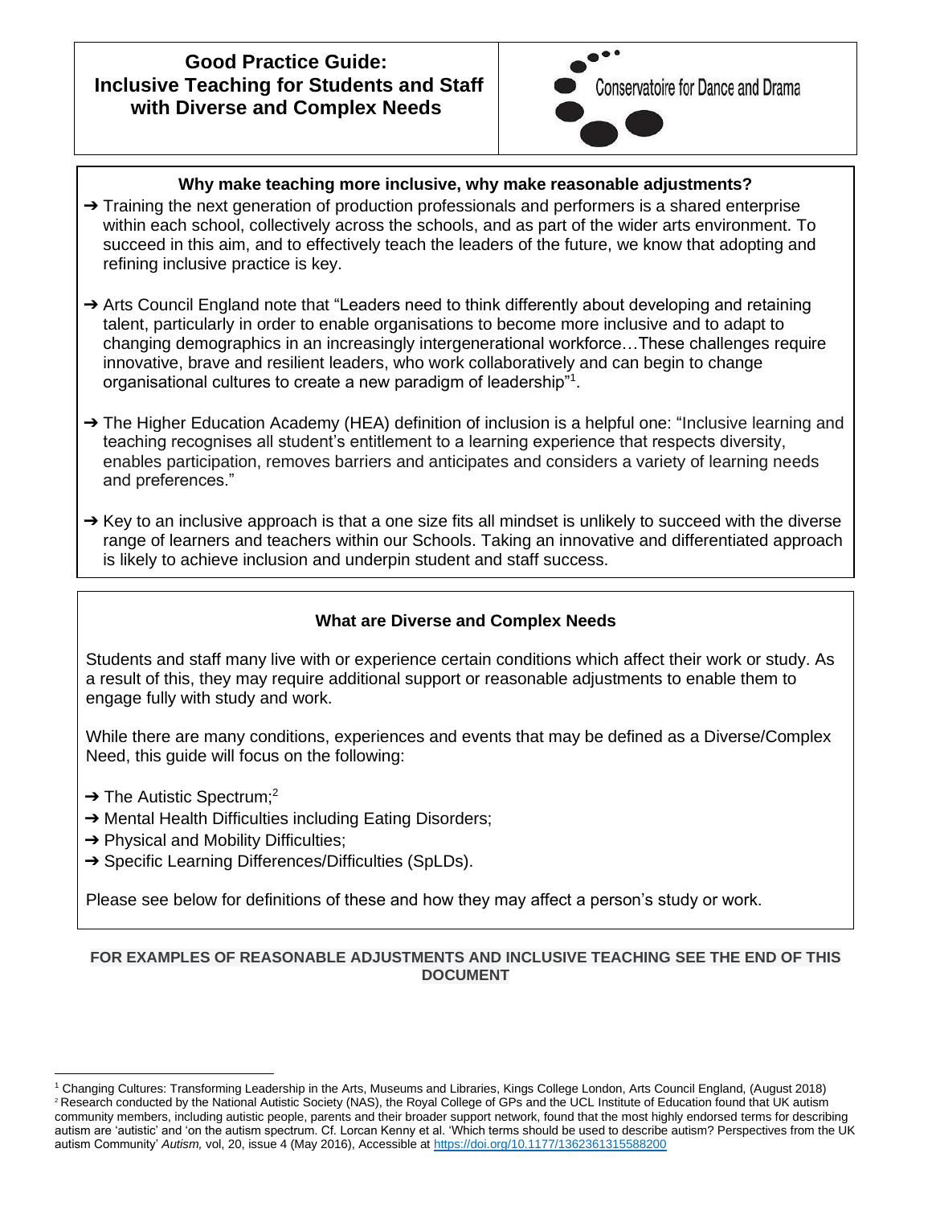# Good Practice Guide: Inclusive Teaching for Students and Staff with Diverse and Complex Needs

Conservatoire for Dance and Drama

### Why make teaching more inclusive, why make reasonable adjustments?

➔ Training the next generation of production professionals and performers is a shared enterprise within each school, collectively across the schools, and as part of the wider arts environment. To succeed in this aim, and to effectively teach the leaders of the future, we know that adopting and refining inclusive practice is key.

➔ Arts Council England note that "Leaders need to think differently about developing and retaining talent, particularly in order to enable organisations to become more inclusive and to adapt to changing demographics in an increasingly intergenerational workforce…These challenges require innovative, brave and resilient leaders, who work collaboratively and can begin to change organisational cultures to create a new paradigm of leadership"[1].

➔ The Higher Education Academy (HEA) definition of inclusion is a helpful one: "Inclusive learning and teaching recognises all student's entitlement to a learning experience that respects diversity, enables participation, removes barriers and anticipates and considers a variety of learning needs and preferences."

➔ Key to an inclusive approach is that a one size fits all mindset is unlikely to succeed with the diverse range of learners and teachers within our Schools. Taking an innovative and differentiated approach is likely to achieve inclusion and underpin student and staff success.

### What are Diverse and Complex Needs

Students and staff many live with or experience certain conditions which affect their work or study. As a result of this, they may require additional support or reasonable adjustments to enable them to engage fully with study and work.

While there are many conditions, experiences and events that may be defined as a Diverse/Complex Need, this guide will focus on the following:

- ➔ The Autistic Spectrum;[2]
- ➔ Mental Health Difficulties including Eating Disorders;
- ➔ Physical and Mobility Difficulties;
- ➔ Specific Learning Differences/Difficulties (SpLDs).

Please see below for definitions of these and how they may affect a person's study or work.

**FOR EXAMPLES OF REASONABLE ADJUSTMENTS AND INCLUSIVE TEACHING SEE THE END OF THIS DOCUMENT**

---

[1] Changing Cultures: Transforming Leadership in the Arts, Museums and Libraries, Kings College London, Arts Council England, (August 2018)

[2] Research conducted by the National Autistic Society (NAS), the Royal College of GPs and the UCL Institute of Education found that UK autism community members, including autistic people, parents and their broader support network, found that the most highly endorsed terms for describing autism are 'autistic' and 'on the autism spectrum. Cf. Lorcan Kenny et al. 'Which terms should be used to describe autism? Perspectives from the UK autism Community' *Autism,* vol, 20, issue 4 (May 2016), Accessible at https://doi.org/10.1177/1362361315588200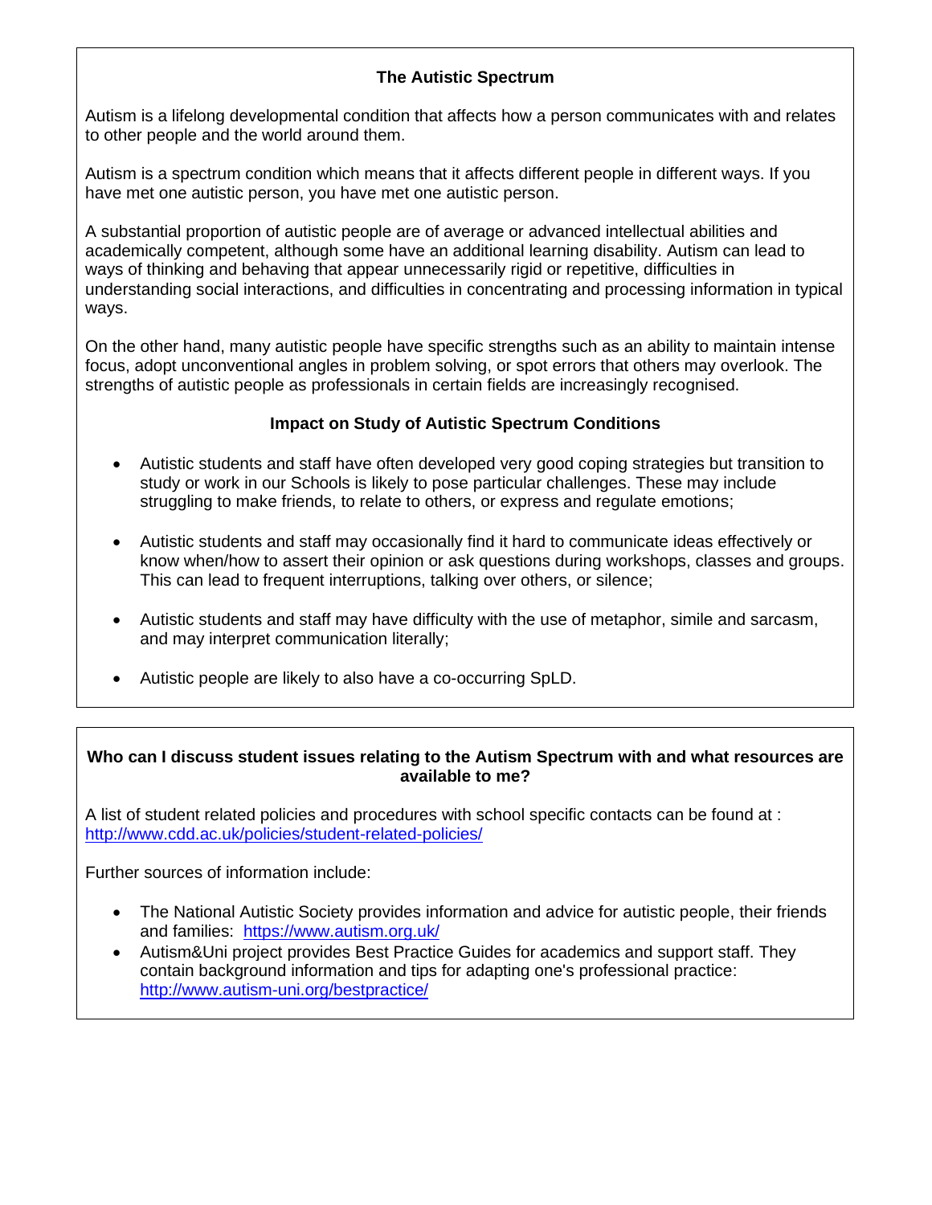## The Autistic Spectrum

Autism is a lifelong developmental condition that affects how a person communicates with and relates to other people and the world around them.

Autism is a spectrum condition which means that it affects different people in different ways. If you have met one autistic person, you have met one autistic person.

A substantial proportion of autistic people are of average or advanced intellectual abilities and academically competent, although some have an additional learning disability. Autism can lead to ways of thinking and behaving that appear unnecessarily rigid or repetitive, difficulties in understanding social interactions, and difficulties in concentrating and processing information in typical ways.

On the other hand, many autistic people have specific strengths such as an ability to maintain intense focus, adopt unconventional angles in problem solving, or spot errors that others may overlook. The strengths of autistic people as professionals in certain fields are increasingly recognised.

### Impact on Study of Autistic Spectrum Conditions

- Autistic students and staff have often developed very good coping strategies but transition to study or work in our Schools is likely to pose particular challenges. These may include struggling to make friends, to relate to others, or express and regulate emotions;
- Autistic students and staff may occasionally find it hard to communicate ideas effectively or know when/how to assert their opinion or ask questions during workshops, classes and groups. This can lead to frequent interruptions, talking over others, or silence;
- Autistic students and staff may have difficulty with the use of metaphor, simile and sarcasm, and may interpret communication literally;
- Autistic people are likely to also have a co-occurring SpLD.

### Who can I discuss student issues relating to the Autism Spectrum with and what resources are available to me?

A list of student related policies and procedures with school specific contacts can be found at : http://www.cdd.ac.uk/policies/student-related-policies/

Further sources of information include:

- The National Autistic Society provides information and advice for autistic people, their friends and families: https://www.autism.org.uk/
- Autism&Uni project provides Best Practice Guides for academics and support staff. They contain background information and tips for adapting one's professional practice: http://www.autism-uni.org/bestpractice/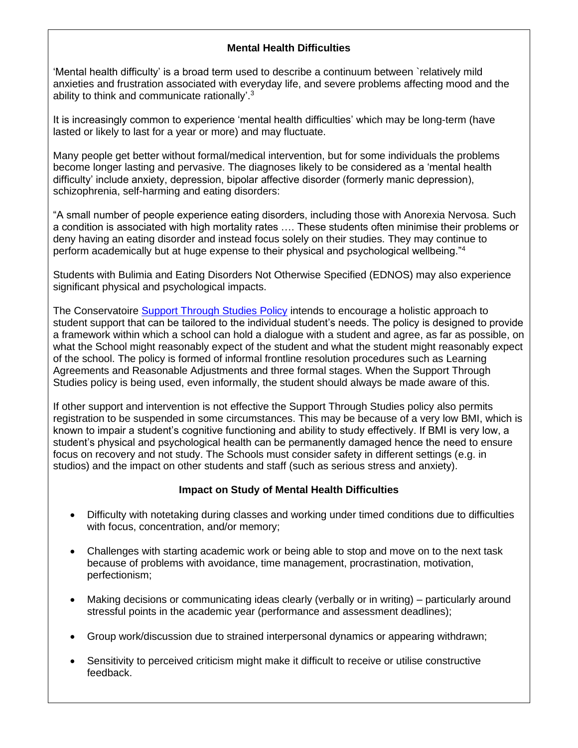## Mental Health Difficulties

'Mental health difficulty' is a broad term used to describe a continuum between `relatively mild anxieties and frustration associated with everyday life, and severe problems affecting mood and the ability to think and communicate rationally'.[3]

It is increasingly common to experience 'mental health difficulties' which may be long-term (have lasted or likely to last for a year or more) and may fluctuate.

Many people get better without formal/medical intervention, but for some individuals the problems become longer lasting and pervasive. The diagnoses likely to be considered as a 'mental health difficulty' include anxiety, depression, bipolar affective disorder (formerly manic depression), schizophrenia, self-harming and eating disorders:

"A small number of people experience eating disorders, including those with Anorexia Nervosa. Such a condition is associated with high mortality rates …. These students often minimise their problems or deny having an eating disorder and instead focus solely on their studies. They may continue to perform academically but at huge expense to their physical and psychological wellbeing."[4]

Students with Bulimia and Eating Disorders Not Otherwise Specified (EDNOS) may also experience significant physical and psychological impacts.

The Conservatoire Support Through Studies Policy intends to encourage a holistic approach to student support that can be tailored to the individual student's needs. The policy is designed to provide a framework within which a school can hold a dialogue with a student and agree, as far as possible, on what the School might reasonably expect of the student and what the student might reasonably expect of the school. The policy is formed of informal frontline resolution procedures such as Learning Agreements and Reasonable Adjustments and three formal stages. When the Support Through Studies policy is being used, even informally, the student should always be made aware of this.

If other support and intervention is not effective the Support Through Studies policy also permits registration to be suspended in some circumstances. This may be because of a very low BMI, which is known to impair a student's cognitive functioning and ability to study effectively. If BMI is very low, a student's physical and psychological health can be permanently damaged hence the need to ensure focus on recovery and not study. The Schools must consider safety in different settings (e.g. in studios) and the impact on other students and staff (such as serious stress and anxiety).

## Impact on Study of Mental Health Difficulties

- Difficulty with notetaking during classes and working under timed conditions due to difficulties with focus, concentration, and/or memory;
- Challenges with starting academic work or being able to stop and move on to the next task because of problems with avoidance, time management, procrastination, motivation, perfectionism;
- Making decisions or communicating ideas clearly (verbally or in writing) – particularly around stressful points in the academic year (performance and assessment deadlines);
- Group work/discussion due to strained interpersonal dynamics or appearing withdrawn;
- Sensitivity to perceived criticism might make it difficult to receive or utilise constructive feedback.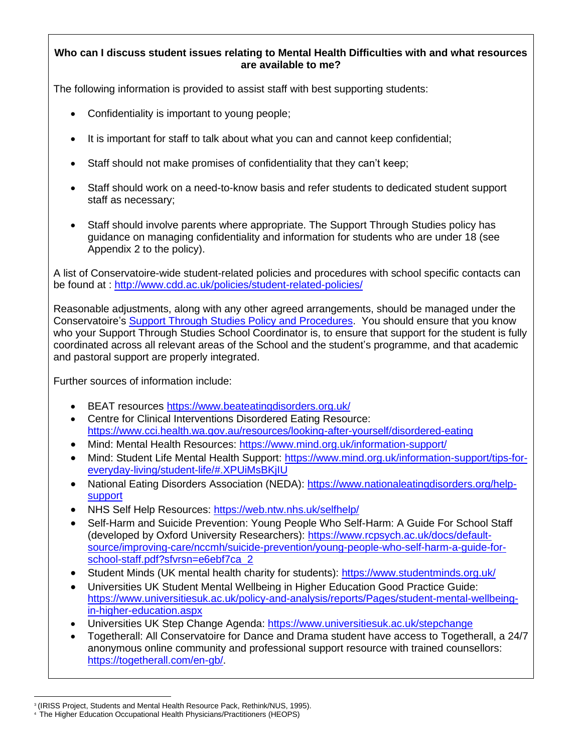**Who can I discuss student issues relating to Mental Health Difficulties with and what resources are available to me?**

The following information is provided to assist staff with best supporting students:

- Confidentiality is important to young people;
- It is important for staff to talk about what you can and cannot keep confidential;
- Staff should not make promises of confidentiality that they can't keep;
- Staff should work on a need-to-know basis and refer students to dedicated student support staff as necessary;
- Staff should involve parents where appropriate. The Support Through Studies policy has guidance on managing confidentiality and information for students who are under 18 (see Appendix 2 to the policy).

A list of Conservatoire-wide student-related policies and procedures with school specific contacts can be found at : http://www.cdd.ac.uk/policies/student-related-policies/

Reasonable adjustments, along with any other agreed arrangements, should be managed under the Conservatoire's Support Through Studies Policy and Procedures. You should ensure that you know who your Support Through Studies School Coordinator is, to ensure that support for the student is fully coordinated across all relevant areas of the School and the student's programme, and that academic and pastoral support are properly integrated.

Further sources of information include:

- BEAT resources https://www.beateatingdisorders.org.uk/
- Centre for Clinical Interventions Disordered Eating Resource: https://www.cci.health.wa.gov.au/resources/looking-after-yourself/disordered-eating
- Mind: Mental Health Resources: https://www.mind.org.uk/information-support/
- Mind: Student Life Mental Health Support: https://www.mind.org.uk/information-support/tips-for-everyday-living/student-life/#.XPUiMsBKjIU
- National Eating Disorders Association (NEDA): https://www.nationaleatingdisorders.org/help-support
- NHS Self Help Resources: https://web.ntw.nhs.uk/selfhelp/
- Self-Harm and Suicide Prevention: Young People Who Self-Harm: A Guide For School Staff (developed by Oxford University Researchers): https://www.rcpsych.ac.uk/docs/default-source/improving-care/nccmh/suicide-prevention/young-people-who-self-harm-a-guide-for-school-staff.pdf?sfvrsn=e6ebf7ca_2
- Student Minds (UK mental health charity for students): https://www.studentminds.org.uk/
- Universities UK Student Mental Wellbeing in Higher Education Good Practice Guide: https://www.universitiesuk.ac.uk/policy-and-analysis/reports/Pages/student-mental-wellbeing-in-higher-education.aspx
- Universities UK Step Change Agenda: https://www.universitiesuk.ac.uk/stepchange
- Togetherall: All Conservatoire for Dance and Drama student have access to Togetherall, a 24/7 anonymous online community and professional support resource with trained counsellors: https://togetherall.com/en-gb/.

---

[3] (IRISS Project, Students and Mental Health Resource Pack, Rethink/NUS, 1995).

[4] The Higher Education Occupational Health Physicians/Practitioners (HEOPS)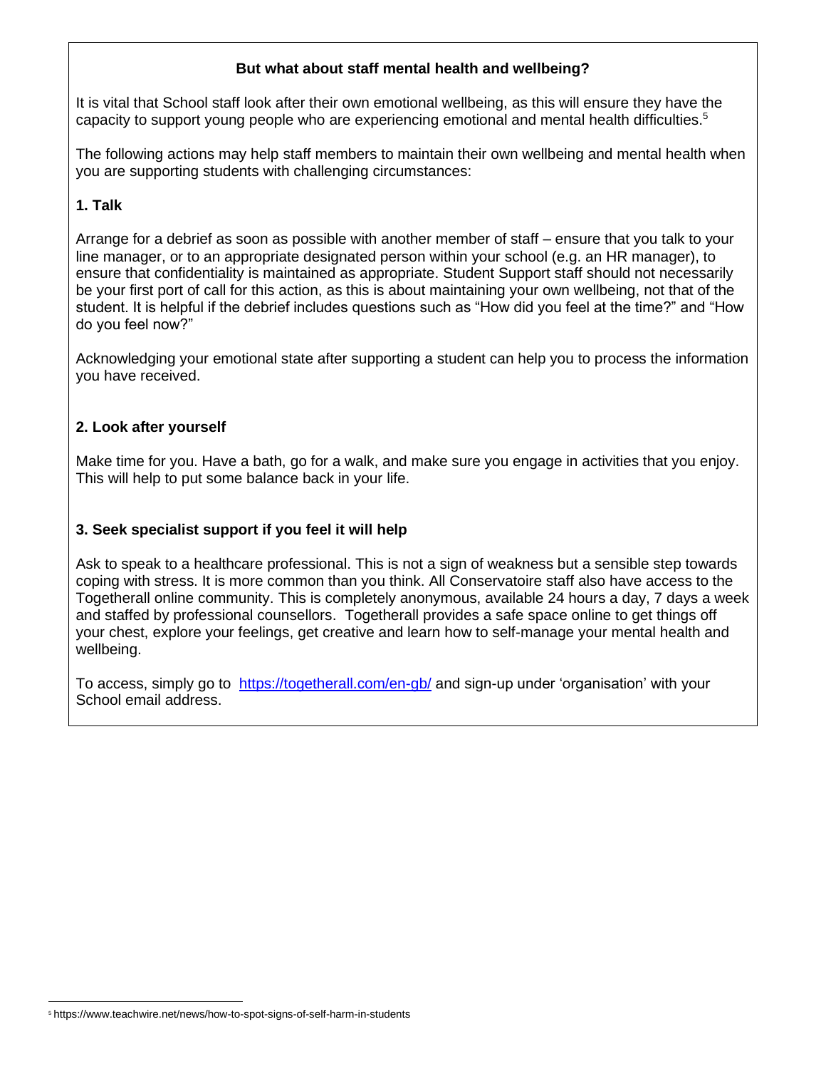## But what about staff mental health and wellbeing?

It is vital that School staff look after their own emotional wellbeing, as this will ensure they have the capacity to support young people who are experiencing emotional and mental health difficulties.[5]

The following actions may help staff members to maintain their own wellbeing and mental health when you are supporting students with challenging circumstances:

### 1. Talk

Arrange for a debrief as soon as possible with another member of staff – ensure that you talk to your line manager, or to an appropriate designated person within your school (e.g. an HR manager), to ensure that confidentiality is maintained as appropriate. Student Support staff should not necessarily be your first port of call for this action, as this is about maintaining your own wellbeing, not that of the student. It is helpful if the debrief includes questions such as "How did you feel at the time?" and "How do you feel now?"

Acknowledging your emotional state after supporting a student can help you to process the information you have received.

### 2. Look after yourself

Make time for you. Have a bath, go for a walk, and make sure you engage in activities that you enjoy. This will help to put some balance back in your life.

### 3. Seek specialist support if you feel it will help

Ask to speak to a healthcare professional. This is not a sign of weakness but a sensible step towards coping with stress. It is more common than you think. All Conservatoire staff also have access to the Togetherall online community. This is completely anonymous, available 24 hours a day, 7 days a week and staffed by professional counsellors. Togetherall provides a safe space online to get things off your chest, explore your feelings, get creative and learn how to self-manage your mental health and wellbeing.

To access, simply go to [https://togetherall.com/en-gb/](https://togetherall.com/en-gb/) and sign-up under 'organisation' with your School email address.

---

[5] https://www.teachwire.net/news/how-to-spot-signs-of-self-harm-in-students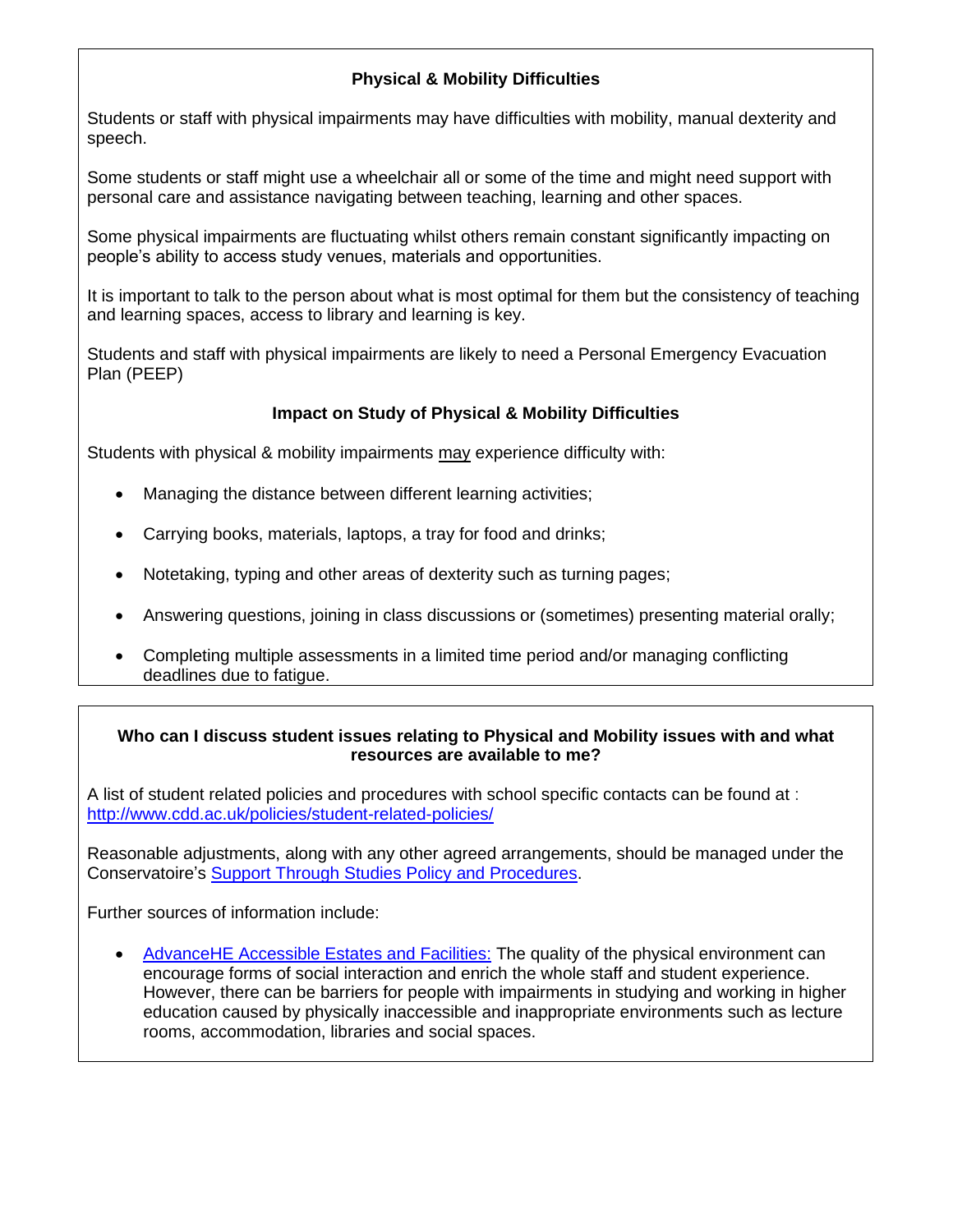## Physical & Mobility Difficulties

Students or staff with physical impairments may have difficulties with mobility, manual dexterity and speech.

Some students or staff might use a wheelchair all or some of the time and might need support with personal care and assistance navigating between teaching, learning and other spaces.

Some physical impairments are fluctuating whilst others remain constant significantly impacting on people's ability to access study venues, materials and opportunities.

It is important to talk to the person about what is most optimal for them but the consistency of teaching and learning spaces, access to library and learning is key.

Students and staff with physical impairments are likely to need a Personal Emergency Evacuation Plan (PEEP)

## Impact on Study of Physical & Mobility Difficulties

Students with physical & mobility impairments may experience difficulty with:

- Managing the distance between different learning activities;
- Carrying books, materials, laptops, a tray for food and drinks;
- Notetaking, typing and other areas of dexterity such as turning pages;
- Answering questions, joining in class discussions or (sometimes) presenting material orally;
- Completing multiple assessments in a limited time period and/or managing conflicting deadlines due to fatigue.

## Who can I discuss student issues relating to Physical and Mobility issues with and what resources are available to me?

A list of student related policies and procedures with school specific contacts can be found at : [http://www.cdd.ac.uk/policies/student-related-policies/](http://www.cdd.ac.uk/policies/student-related-policies/)

Reasonable adjustments, along with any other agreed arrangements, should be managed under the Conservatoire's Support Through Studies Policy and Procedures.

Further sources of information include:

- AdvanceHE Accessible Estates and Facilities: The quality of the physical environment can encourage forms of social interaction and enrich the whole staff and student experience. However, there can be barriers for people with impairments in studying and working in higher education caused by physically inaccessible and inappropriate environments such as lecture rooms, accommodation, libraries and social spaces.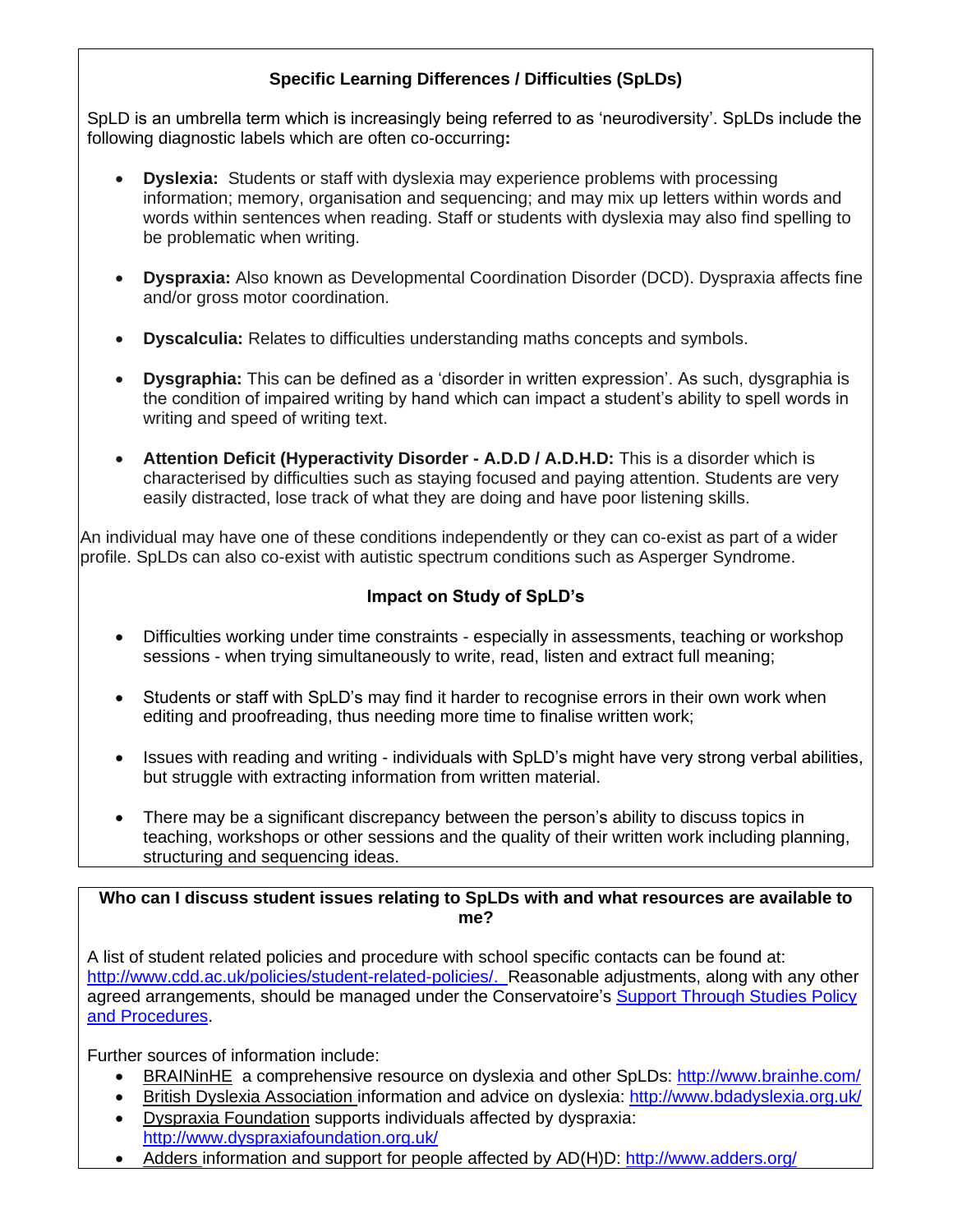## Specific Learning Differences / Difficulties (SpLDs)

SpLD is an umbrella term which is increasingly being referred to as 'neurodiversity'. SpLDs include the following diagnostic labels which are often co-occurring**:**

- **Dyslexia:** Students or staff with dyslexia may experience problems with processing information; memory, organisation and sequencing; and may mix up letters within words and words within sentences when reading. Staff or students with dyslexia may also find spelling to be problematic when writing.

- **Dyspraxia:** Also known as Developmental Coordination Disorder (DCD). Dyspraxia affects fine and/or gross motor coordination.

- **Dyscalculia:** Relates to difficulties understanding maths concepts and symbols.

- **Dysgraphia:** This can be defined as a 'disorder in written expression'. As such, dysgraphia is the condition of impaired writing by hand which can impact a student's ability to spell words in writing and speed of writing text.

- **Attention Deficit (Hyperactivity Disorder - A.D.D / A.D.H.D:** This is a disorder which is characterised by difficulties such as staying focused and paying attention. Students are very easily distracted, lose track of what they are doing and have poor listening skills.

An individual may have one of these conditions independently or they can co-exist as part of a wider profile. SpLDs can also co-exist with autistic spectrum conditions such as Asperger Syndrome.

### Impact on Study of SpLD's

- Difficulties working under time constraints - especially in assessments, teaching or workshop sessions - when trying simultaneously to write, read, listen and extract full meaning;

- Students or staff with SpLD's may find it harder to recognise errors in their own work when editing and proofreading, thus needing more time to finalise written work;

- Issues with reading and writing - individuals with SpLD's might have very strong verbal abilities, but struggle with extracting information from written material.

- There may be a significant discrepancy between the person's ability to discuss topics in teaching, workshops or other sessions and the quality of their written work including planning, structuring and sequencing ideas.

### Who can I discuss student issues relating to SpLDs with and what resources are available to me?

A list of student related policies and procedure with school specific contacts can be found at: [http://www.cdd.ac.uk/policies/student-related-policies/.](http://www.cdd.ac.uk/policies/student-related-policies/) Reasonable adjustments, along with any other agreed arrangements, should be managed under the Conservatoire's Support Through Studies Policy and Procedures.

Further sources of information include:

- BRAINinHE a comprehensive resource on dyslexia and other SpLDs: [http://www.brainhe.com/](http://www.brainhe.com/)
- British Dyslexia Association information and advice on dyslexia: [http://www.bdadyslexia.org.uk/](http://www.bdadyslexia.org.uk/)
- Dyspraxia Foundation supports individuals affected by dyspraxia: [http://www.dyspraxiafoundation.org.uk/](http://www.dyspraxiafoundation.org.uk/)
- Adders information and support for people affected by AD(H)D: [http://www.adders.org/](http://www.adders.org/)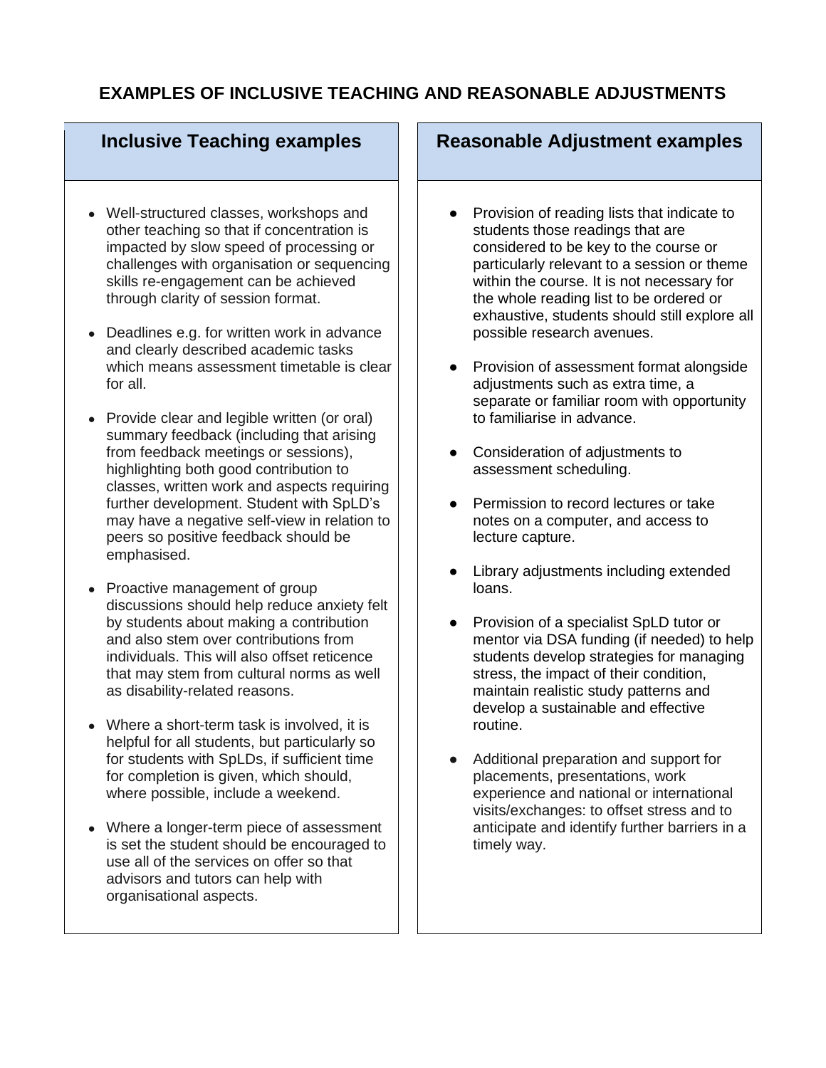## EXAMPLES OF INCLUSIVE TEACHING AND REASONABLE ADJUSTMENTS

### Inclusive Teaching examples

- Well-structured classes, workshops and other teaching so that if concentration is impacted by slow speed of processing or challenges with organisation or sequencing skills re-engagement can be achieved through clarity of session format.
- Deadlines e.g. for written work in advance and clearly described academic tasks which means assessment timetable is clear for all.
- Provide clear and legible written (or oral) summary feedback (including that arising from feedback meetings or sessions), highlighting both good contribution to classes, written work and aspects requiring further development. Student with SpLD's may have a negative self-view in relation to peers so positive feedback should be emphasised.
- Proactive management of group discussions should help reduce anxiety felt by students about making a contribution and also stem over contributions from individuals. This will also offset reticence that may stem from cultural norms as well as disability-related reasons.
- Where a short-term task is involved, it is helpful for all students, but particularly so for students with SpLDs, if sufficient time for completion is given, which should, where possible, include a weekend.
- Where a longer-term piece of assessment is set the student should be encouraged to use all of the services on offer so that advisors and tutors can help with organisational aspects.

### Reasonable Adjustment examples

- Provision of reading lists that indicate to students those readings that are considered to be key to the course or particularly relevant to a session or theme within the course. It is not necessary for the whole reading list to be ordered or exhaustive, students should still explore all possible research avenues.
- Provision of assessment format alongside adjustments such as extra time, a separate or familiar room with opportunity to familiarise in advance.
- Consideration of adjustments to assessment scheduling.
- Permission to record lectures or take notes on a computer, and access to lecture capture.
- Library adjustments including extended loans.
- Provision of a specialist SpLD tutor or mentor via DSA funding (if needed) to help students develop strategies for managing stress, the impact of their condition, maintain realistic study patterns and develop a sustainable and effective routine.
- Additional preparation and support for placements, presentations, work experience and national or international visits/exchanges: to offset stress and to anticipate and identify further barriers in a timely way.